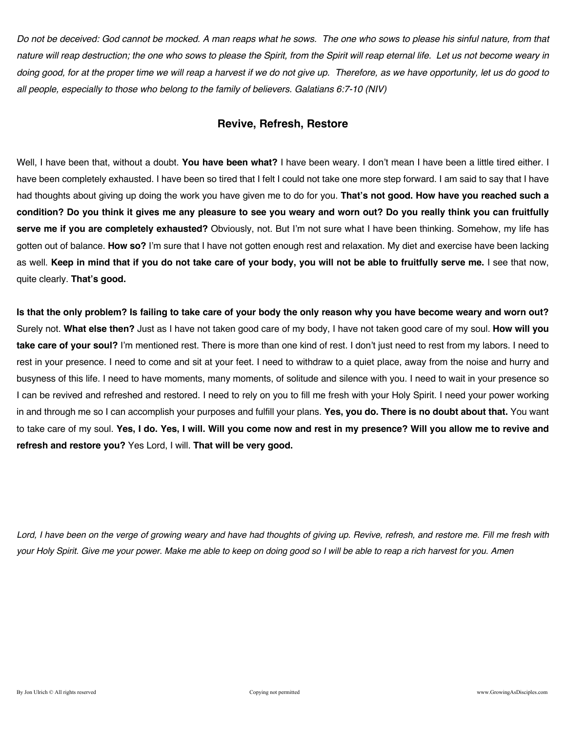*Do not be deceived: God cannot be mocked. A man reaps what he sows. The one who sows to please his sinful nature, from that nature will reap destruction; the one who sows to please the Spirit, from the Spirit will reap eternal life. Let us not become weary in doing good, for at the proper time we will reap a harvest if we do not give up. Therefore, as we have opportunity, let us do good to all people, especially to those who belong to the family of believers. Galatians 6:7-10 (NIV)*

## Revive, Refresh, Restore

Well, I have been that, without a doubt. **You have been what?** I have been weary. I don't mean I have been a little tired either. I have been completely exhausted. I have been so tired that I felt I could not take one more step forward. I am said to say that I have had thoughts about giving up doing the work you have given me to do for you. **That's not good. How have you reached such a condition? Do you think it gives me any pleasure to see you weary and worn out? Do you really think you can fruitfully serve me if you are completely exhausted?** Obviously, not. But I'm not sure what I have been thinking. Somehow, my life has gotten out of balance. **How so?** I'm sure that I have not gotten enough rest and relaxation. My diet and exercise have been lacking as well. **Keep in mind that if you do not take care of your body, you will not be able to fruitfully serve me.** I see that now, quite clearly. **That's good.**

**Is that the only problem? Is failing to take care of your body the only reason why you have become weary and worn out?** Surely not. **What else then?** Just as I have not taken good care of my body, I have not taken good care of my soul. **How will you take care of your soul?** I'm mentioned rest. There is more than one kind of rest. I don't just need to rest from my labors. I need to rest in your presence. I need to come and sit at your feet. I need to withdraw to a quiet place, away from the noise and hurry and busyness of this life. I need to have moments, many moments, of solitude and silence with you. I need to wait in your presence so I can be revived and refreshed and restored. I need to rely on you to fill me fresh with your Holy Spirit. I need your power working in and through me so I can accomplish your purposes and fulfill your plans. **Yes, you do. There is no doubt about that.** You want to take care of my soul. **Yes, I do. Yes, I will. Will you come now and rest in my presence? Will you allow me to revive and refresh and restore you?** Yes Lord, I will. **That will be very good.**

*Lord, I have been on the verge of growing weary and have had thoughts of giving up. Revive, refresh, and restore me. Fill me fresh with your Holy Spirit. Give me your power. Make me able to keep on doing good so I will be able to reap a rich harvest for you. Amen*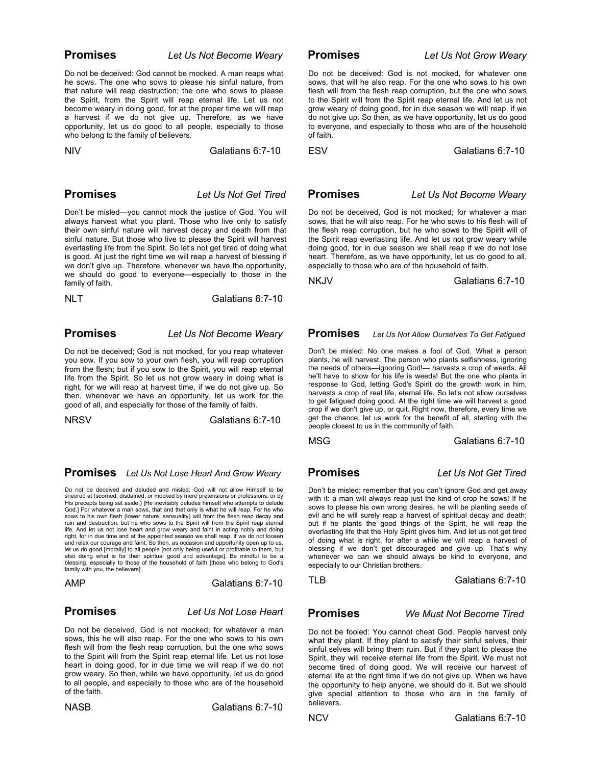**Promises** *Let Us Not Become Weary*

Do not be deceived: God cannot be mocked. A man reaps what he sows. The one who sows to please his sinful nature, from that nature will reap destruction; the one who sows to please the Spirit, from the Spirit will reap eternal life. Let us not become weary in doing good, for at the proper time we will reap a harvest if we do not give up. Therefore, as we have opportunity, let us do good to all people, especially to those who belong to the family of believers.

NIV Galatians 6:7-10

**Promises** *Let Us Not Grow Weary*

Do not be deceived: God is not mocked, for whatever one sows, that will he also reap. For the one who sows to his own flesh will from the flesh reap corruption, but the one who sows to the Spirit will from the Spirit reap eternal life. And let us not grow weary of doing good, for in due season we will reap, if we do not give up. So then, as we have opportunity, let us do good to everyone, and especially to those who are of the household of faith.

ESV Galatians 6:7-10

**Promises** *Let Us Not Get Tired*

Don't be misled—you cannot mock the justice of God. You will always harvest what you plant. Those who live only to satisfy their own sinful nature will harvest decay and death from that sinful nature. But those who live to please the Spirit will harvest everlasting life from the Spirit. So let's not get tired of doing what is good. At just the right time we will reap a harvest of blessing if we don't give up. Therefore, whenever we have the opportunity, we should do good to everyone—especially to those in the family of faith.

NLT Galatians 6:7-10

**Promises** *Let Us Not Become Weary*

Do not be deceived, God is not mocked; for whatever a man sows, that he will also reap. For he who sows to his flesh will of the flesh reap corruption, but he who sows to the Spirit will of the Spirit reap everlasting life. And let us not grow weary while doing good, for in due season we shall reap if we do not lose heart. Therefore, as we have opportunity, let us do good to all, especially to those who are of the household of faith.

NKJV Galatians 6:7-10

**Promises** *Let Us Not Become Weary*

Do not be deceived; God is not mocked, for you reap whatever you sow. If you sow to your own flesh, you will reap corruption from the flesh; but if you sow to the Spirit, you will reap eternal life from the Spirit. So let us not grow weary in doing what is right, for we will reap at harvest time, if we do not give up. So then, whenever we have an opportunity, let us work for the good of all, and especially for those of the family of faith.

NRSV Galatians 6:7-10

**Promises** *Let Us Not Allow Ourselves To Get Fatigued*

Don't be misled: No one makes a fool of God. What a person plants, he will harvest. The person who plants selfishness, ignoring the needs of others—ignoring God!— harvests a crop of weeds. All he'll have to show for his life is weeds! But the one who plants in response to God, letting God's Spirit do the growth work in him, harvests a crop of real life, eternal life. So let's not allow ourselves to get fatigued doing good. At the right time we will harvest a good crop if we don't give up, or quit. Right now, therefore, every time we get the chance, let us work for the benefit of all, starting with the people closest to us in the community of faith.

MSG Galatians 6:7-10

**Promises** *Let Us Not Lose Heart And Grow Weary*

Do not be deceived and deluded and misled; God will not allow Himself to be sneered at (scorned, disdained, or mocked by mere pretensions or professions, or by His precepts being set aside.) [He inevitably deludes himself who attempts to delude God.] For whatever a man sows, that and that only is what he will reap. For he who sows to his own flesh (lower nature, sensuality) will from the flesh reap decay and ruin and destruction, but he who sows to the Spirit will from the Spirit reap eternal life. And let us not lose heart and grow weary and faint in acting nobly and doing right, for in due time and at the appointed season we shall reap, if we do not loosen and relax our courage and faint. So then, as occasion and opportunity open up to us, let us do good [morally] to all people [not only being useful or profitable to them, but also doing what is for their spiritual good and advantage]. Be mindful to be a blessing, especially to those of the household of faith [those who belong to God's family with you, the believers].

AMP Galatians 6:7-10

**Promises** *Let Us Not Get Tired*

Don't be misled; remember that you can't ignore God and get away with it: a man will always reap just the kind of crop he sows! If he sows to please his own wrong desires, he will be planting seeds of evil and he will surely reap a harvest of spiritual decay and death; but if he plants the good things of the Spirit, he will reap the everlasting life that the Holy Spirit gives him. And let us not get tired of doing what is right, for after a while we will reap a harvest of blessing if we don't get discouraged and give up. That's why whenever we can we should always be kind to everyone, and especially to our Christian brothers.

TLB Galatians 6:7-10

**Promises** *Let Us Not Lose Heart*

Do not be deceived, God is not mocked; for whatever a man sows, this he will also reap. For the one who sows to his own flesh will from the flesh reap corruption, but the one who sows to the Spirit will from the Spirit reap eternal life. Let us not lose heart in doing good, for in due time we will reap if we do not grow weary. So then, while we have opportunity, let us do good to all people, and especially to those who are of the household of the faith.

NASB Galatians 6:7-10

**Promises** *We Must Not Become Tired*

Do not be fooled: You cannot cheat God. People harvest only what they plant. If they plant to satisfy their sinful selves, their sinful selves will bring them ruin. But if they plant to please the Spirit, they will receive eternal life from the Spirit. We must not become tired of doing good. We will receive our harvest of eternal life at the right time if we do not give up. When we have the opportunity to help anyone, we should do it. But we should give special attention to those who are in the family of believers.

NCV Galatians 6:7-10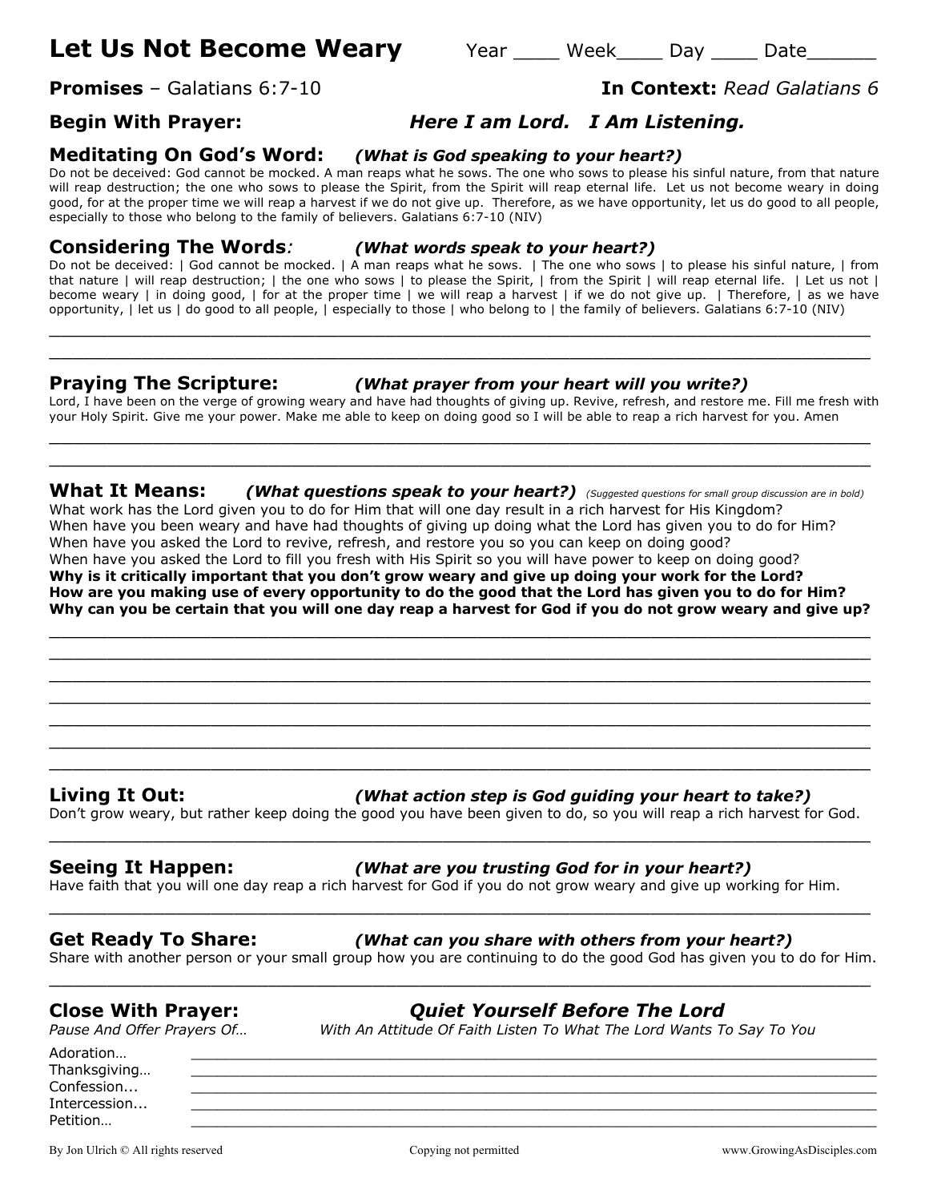# Let Us Not Become Weary

Year ____ Week____ Day ____ Date______

**Promises** – Galatians 6:7-10 **In Context:** *Read Galatians 6*

**Begin With Prayer:** ***Here I am Lord. I Am Listening.***

## Meditating On God's Word: *(What is God speaking to your heart?)*

Do not be deceived: God cannot be mocked. A man reaps what he sows. The one who sows to please his sinful nature, from that nature will reap destruction; the one who sows to please the Spirit, from the Spirit will reap eternal life. Let us not become weary in doing good, for at the proper time we will reap a harvest if we do not give up. Therefore, as we have opportunity, let us do good to all people, especially to those who belong to the family of believers. Galatians 6:7-10 (NIV)

## Considering The Words*:* *(What words speak to your heart?)*

Do not be deceived: | God cannot be mocked. | A man reaps what he sows. | The one who sows | to please his sinful nature, | from that nature | will reap destruction; | the one who sows | to please the Spirit, | from the Spirit | will reap eternal life. | Let us not | become weary | in doing good, | for at the proper time | we will reap a harvest | if we do not give up. | Therefore, | as we have opportunity, | let us | do good to all people, | especially to those | who belong to | the family of believers. Galatians 6:7-10 (NIV)

________________________________________________________________________________

________________________________________________________________________________

## Praying The Scripture: *(What prayer from your heart will you write?)*

Lord, I have been on the verge of growing weary and have had thoughts of giving up. Revive, refresh, and restore me. Fill me fresh with your Holy Spirit. Give me your power. Make me able to keep on doing good so I will be able to reap a rich harvest for you. Amen

________________________________________________________________________________

________________________________________________________________________________

## What It Means: *(What questions speak to your heart?)* *(Suggested questions for small group discussion are in bold)*

What work has the Lord given you to do for Him that will one day result in a rich harvest for His Kingdom?
When have you been weary and have had thoughts of giving up doing what the Lord has given you to do for Him?
When have you asked the Lord to revive, refresh, and restore you so you can keep on doing good?
When have you asked the Lord to fill you fresh with His Spirit so you will have power to keep on doing good?
**Why is it critically important that you don't grow weary and give up doing your work for the Lord?**
**How are you making use of every opportunity to do the good that the Lord has given you to do for Him?**
**Why can you be certain that you will one day reap a harvest for God if you do not grow weary and give up?**

________________________________________________________________________________

________________________________________________________________________________

________________________________________________________________________________

________________________________________________________________________________

________________________________________________________________________________

________________________________________________________________________________

________________________________________________________________________________

## Living It Out: *(What action step is God guiding your heart to take?)*

Don't grow weary, but rather keep doing the good you have been given to do, so you will reap a rich harvest for God.

________________________________________________________________________________

## Seeing It Happen: *(What are you trusting God for in your heart?)*

Have faith that you will one day reap a rich harvest for God if you do not grow weary and give up working for Him.

________________________________________________________________________________

## Get Ready To Share: *(What can you share with others from your heart?)*

Share with another person or your small group how you are continuing to do the good God has given you to do for Him.

________________________________________________________________________________

## Close With Prayer: ***Quiet Yourself Before The Lord***

*Pause And Offer Prayers Of…* *With An Attitude Of Faith Listen To What The Lord Wants To Say To You*

Adoration… ________________________________________________________________

Thanksgiving… ________________________________________________________________

Confession... ________________________________________________________________

Intercession... ________________________________________________________________

Petition… ________________________________________________________________

By Jon Ulrich © All rights reserved Copying not permitted www.GrowingAsDisciples.com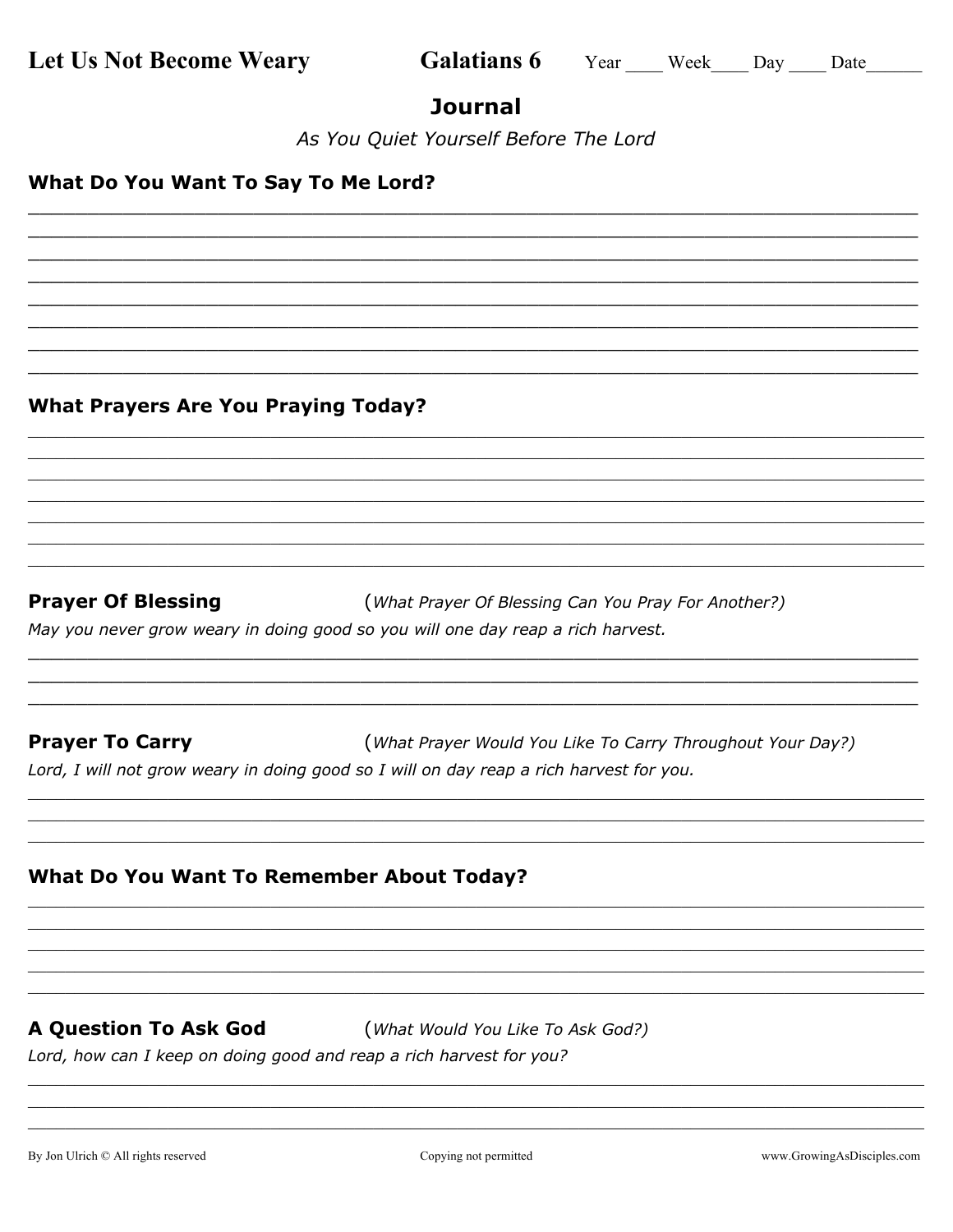**Let Us Not Become Weary** **Galatians 6** Year ____ Week____ Day ____ Date______

## Journal

*As You Quiet Yourself Before The Lord*

### What Do You Want To Say To Me Lord?

________________________________________________________________________________
________________________________________________________________________________
________________________________________________________________________________
________________________________________________________________________________
________________________________________________________________________________
________________________________________________________________________________
________________________________________________________________________________
________________________________________________________________________________

### What Prayers Are You Praying Today?

________________________________________________________________________________
________________________________________________________________________________
________________________________________________________________________________
________________________________________________________________________________
________________________________________________________________________________
________________________________________________________________________________
________________________________________________________________________________

### Prayer Of Blessing

(*What Prayer Of Blessing Can You Pray For Another?*)

*May you never grow weary in doing good so you will one day reap a rich harvest.*

________________________________________________________________________________
________________________________________________________________________________
________________________________________________________________________________

### Prayer To Carry

(*What Prayer Would You Like To Carry Throughout Your Day?*)

*Lord, I will not grow weary in doing good so I will on day reap a rich harvest for you.*

________________________________________________________________________________
________________________________________________________________________________
________________________________________________________________________________

### What Do You Want To Remember About Today?

________________________________________________________________________________
________________________________________________________________________________
________________________________________________________________________________
________________________________________________________________________________
________________________________________________________________________________

### A Question To Ask God

(*What Would You Like To Ask God?*)

*Lord, how can I keep on doing good and reap a rich harvest for you?*

________________________________________________________________________________
________________________________________________________________________________
________________________________________________________________________________

By Jon Ulrich © All rights reserved Copying not permitted www.GrowingAsDisciples.com